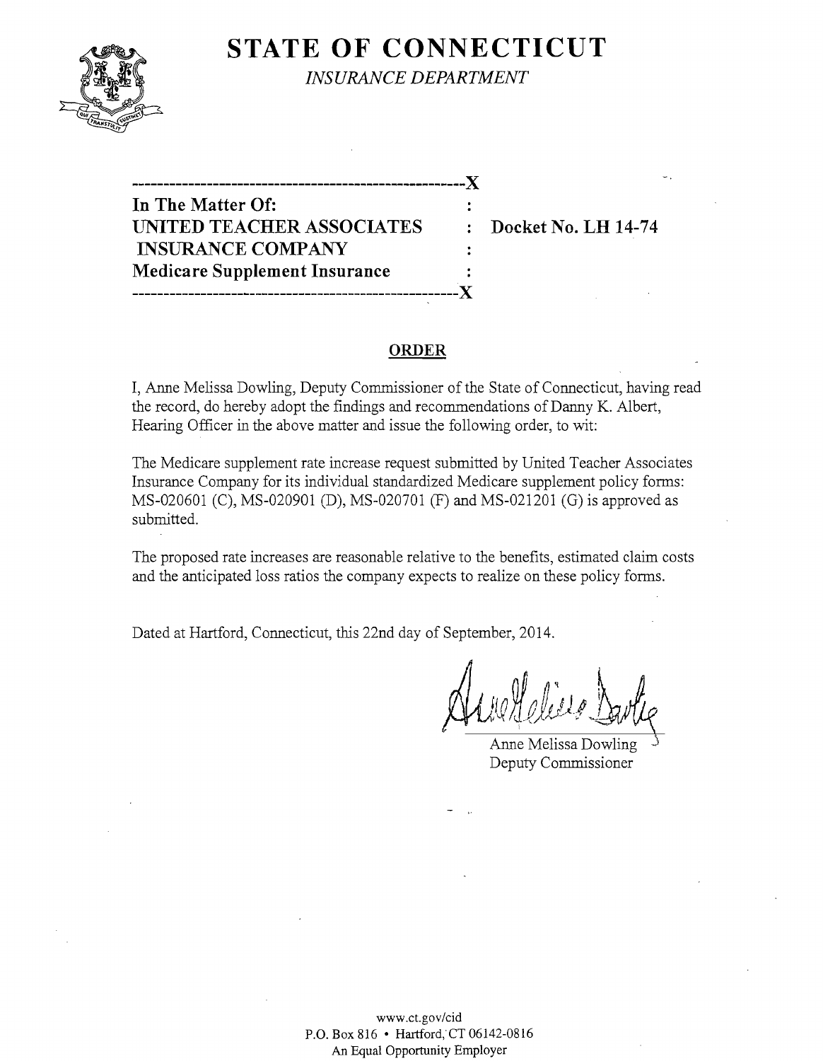# STATE OF CONNECTICUT

*INSURANCE DEPARTMENT*

---

**In The Matter Of:**
**UNITED TEACHER ASSOCIATES INSURANCE COMPANY** : **Docket No. LH 14-74**
**Medicare Supplement Insurance**

---

## ORDER

I, Anne Melissa Dowling, Deputy Commissioner of the State of Connecticut, having read the record, do hereby adopt the findings and recommendations of Danny K. Albert, Hearing Officer in the above matter and issue the following order, to wit:

The Medicare supplement rate increase request submitted by United Teacher Associates Insurance Company for its individual standardized Medicare supplement policy forms: MS-020601 (C), MS-020901 (D), MS-020701 (F) and MS-021201 (G) is approved as submitted.

The proposed rate increases are reasonable relative to the benefits, estimated claim costs and the anticipated loss ratios the company expects to realize on these policy forms.

Dated at Hartford, Connecticut, this 22nd day of September, 2014.

Anne Melissa Dowling
Deputy Commissioner

www.ct.gov/cid
P.O. Box 816 • Hartford, CT 06142-0816
An Equal Opportunity Employer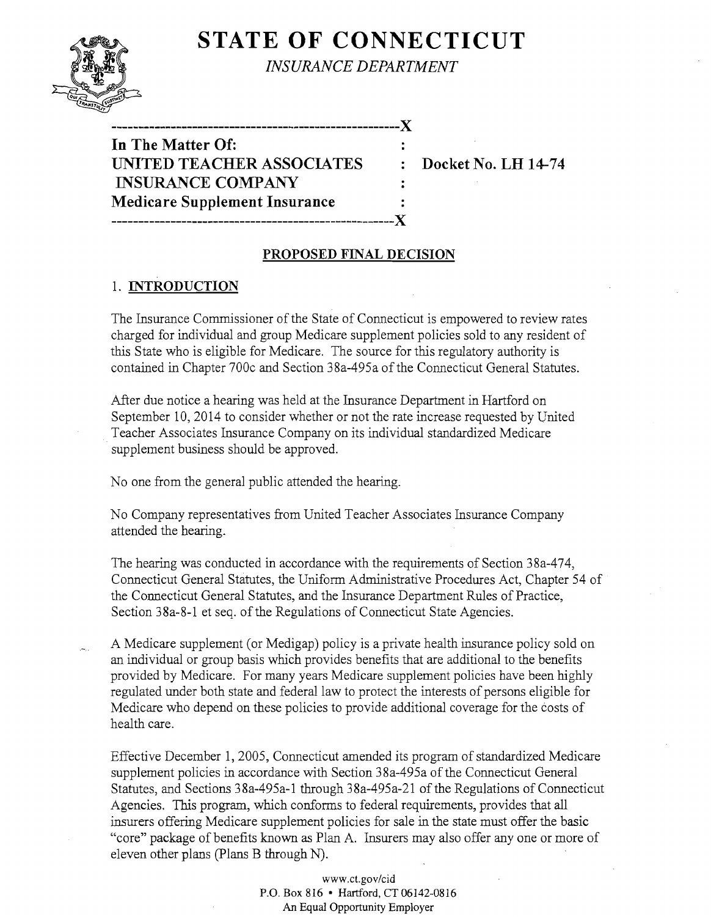# STATE OF CONNECTICUT

*INSURANCE DEPARTMENT*

---

**In The Matter Of:**
**UNITED TEACHER ASSOCIATES INSURANCE COMPANY**
**Medicare Supplement Insurance**

**Docket No. LH 14-74**

---

## PROPOSED FINAL DECISION

### 1. INTRODUCTION

The Insurance Commissioner of the State of Connecticut is empowered to review rates charged for individual and group Medicare supplement policies sold to any resident of this State who is eligible for Medicare. The source for this regulatory authority is contained in Chapter 700c and Section 38a-495a of the Connecticut General Statutes.

After due notice a hearing was held at the Insurance Department in Hartford on September 10, 2014 to consider whether or not the rate increase requested by United Teacher Associates Insurance Company on its individual standardized Medicare supplement business should be approved.

No one from the general public attended the hearing.

No Company representatives from United Teacher Associates Insurance Company attended the hearing.

The hearing was conducted in accordance with the requirements of Section 38a-474, Connecticut General Statutes, the Uniform Administrative Procedures Act, Chapter 54 of the Connecticut General Statutes, and the Insurance Department Rules of Practice, Section 38a-8-1 et seq. of the Regulations of Connecticut State Agencies.

A Medicare supplement (or Medigap) policy is a private health insurance policy sold on an individual or group basis which provides benefits that are additional to the benefits provided by Medicare. For many years Medicare supplement policies have been highly regulated under both state and federal law to protect the interests of persons eligible for Medicare who depend on these policies to provide additional coverage for the costs of health care.

Effective December 1, 2005, Connecticut amended its program of standardized Medicare supplement policies in accordance with Section 38a-495a of the Connecticut General Statutes, and Sections 38a-495a-1 through 38a-495a-21 of the Regulations of Connecticut Agencies. This program, which conforms to federal requirements, provides that all insurers offering Medicare supplement policies for sale in the state must offer the basic "core" package of benefits known as Plan A. Insurers may also offer any one or more of eleven other plans (Plans B through N).

www.ct.gov/cid
P.O. Box 816 • Hartford, CT 06142-0816
An Equal Opportunity Employer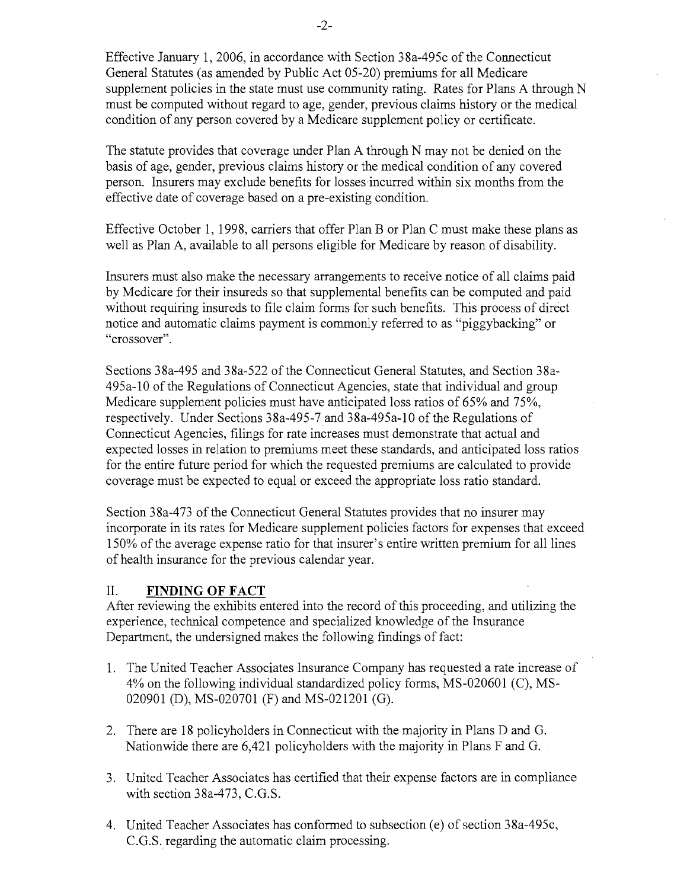Effective January 1, 2006, in accordance with Section 38a-495c of the Connecticut General Statutes (as amended by Public Act 05-20) premiums for all Medicare supplement policies in the state must use community rating. Rates for Plans A through N must be computed without regard to age, gender, previous claims history or the medical condition of any person covered by a Medicare supplement policy or certificate.

The statute provides that coverage under Plan A through N may not be denied on the basis of age, gender, previous claims history or the medical condition of any covered person. Insurers may exclude benefits for losses incurred within six months from the effective date of coverage based on a pre-existing condition.

Effective October 1, 1998, carriers that offer Plan B or Plan C must make these plans as well as Plan A, available to all persons eligible for Medicare by reason of disability.

Insurers must also make the necessary arrangements to receive notice of all claims paid by Medicare for their insureds so that supplemental benefits can be computed and paid without requiring insureds to file claim forms for such benefits. This process of direct notice and automatic claims payment is commonly referred to as "piggybacking" or "crossover".

Sections 38a-495 and 38a-522 of the Connecticut General Statutes, and Section 38a-495a-10 of the Regulations of Connecticut Agencies, state that individual and group Medicare supplement policies must have anticipated loss ratios of 65% and 75%, respectively. Under Sections 38a-495-7 and 38a-495a-10 of the Regulations of Connecticut Agencies, filings for rate increases must demonstrate that actual and expected losses in relation to premiums meet these standards, and anticipated loss ratios for the entire future period for which the requested premiums are calculated to provide coverage must be expected to equal or exceed the appropriate loss ratio standard.

Section 38a-473 of the Connecticut General Statutes provides that no insurer may incorporate in its rates for Medicare supplement policies factors for expenses that exceed 150% of the average expense ratio for that insurer's entire written premium for all lines of health insurance for the previous calendar year.

## II. **FINDING OF FACT**

After reviewing the exhibits entered into the record of this proceeding, and utilizing the experience, technical competence and specialized knowledge of the Insurance Department, the undersigned makes the following findings of fact:

1. The United Teacher Associates Insurance Company has requested a rate increase of 4% on the following individual standardized policy forms, MS-020601 (C), MS-020901 (D), MS-020701 (F) and MS-021201 (G).

2. There are 18 policyholders in Connecticut with the majority in Plans D and G. Nationwide there are 6,421 policyholders with the majority in Plans F and G.

3. United Teacher Associates has certified that their expense factors are in compliance with section 38a-473, C.G.S.

4. United Teacher Associates has conformed to subsection (e) of section 38a-495c, C.G.S. regarding the automatic claim processing.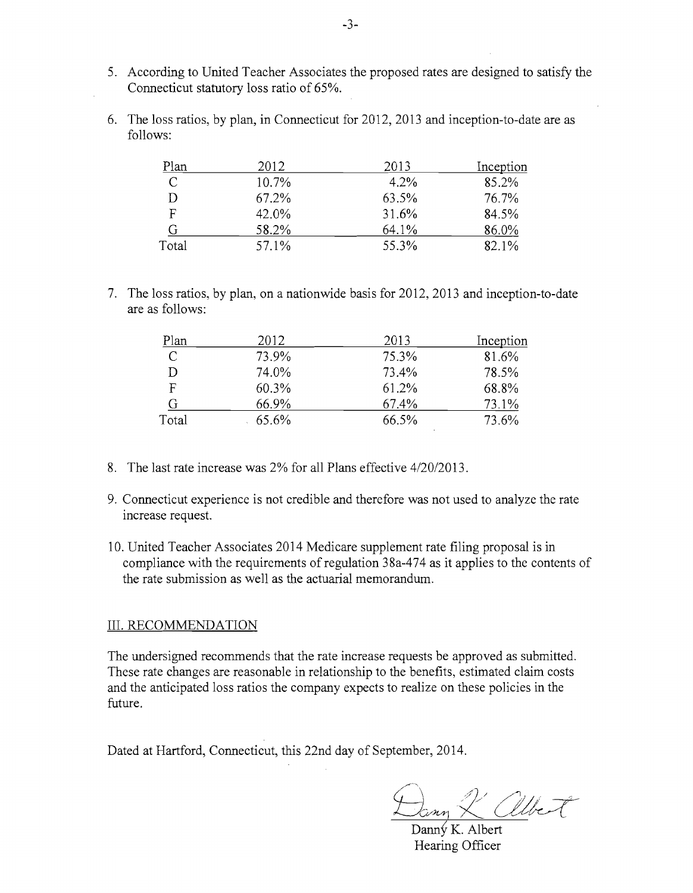5. According to United Teacher Associates the proposed rates are designed to satisfy the Connecticut statutory loss ratio of 65%.

6. The loss ratios, by plan, in Connecticut for 2012, 2013 and inception-to-date are as follows:

| Plan | 2012 | 2013 | Inception |
|---|---|---|---|
| C | 10.7% | 4.2% | 85.2% |
| D | 67.2% | 63.5% | 76.7% |
| F | 42.0% | 31.6% | 84.5% |
| G | 58.2% | 64.1% | 86.0% |
| Total | 57.1% | 55.3% | 82.1% |

7. The loss ratios, by plan, on a nationwide basis for 2012, 2013 and inception-to-date are as follows:

| Plan | 2012 | 2013 | Inception |
|---|---|---|---|
| C | 73.9% | 75.3% | 81.6% |
| D | 74.0% | 73.4% | 78.5% |
| F | 60.3% | 61.2% | 68.8% |
| G | 66.9% | 67.4% | 73.1% |
| Total | 65.6% | 66.5% | 73.6% |

8. The last rate increase was 2% for all Plans effective 4/20/2013.

9. Connecticut experience is not credible and therefore was not used to analyze the rate increase request.

10. United Teacher Associates 2014 Medicare supplement rate filing proposal is in compliance with the requirements of regulation 38a-474 as it applies to the contents of the rate submission as well as the actuarial memorandum.

## III. RECOMMENDATION

The undersigned recommends that the rate increase requests be approved as submitted. These rate changes are reasonable in relationship to the benefits, estimated claim costs and the anticipated loss ratios the company expects to realize on these policies in the future.

Dated at Hartford, Connecticut, this 22nd day of September, 2014.

Danny K. Albert
Hearing Officer